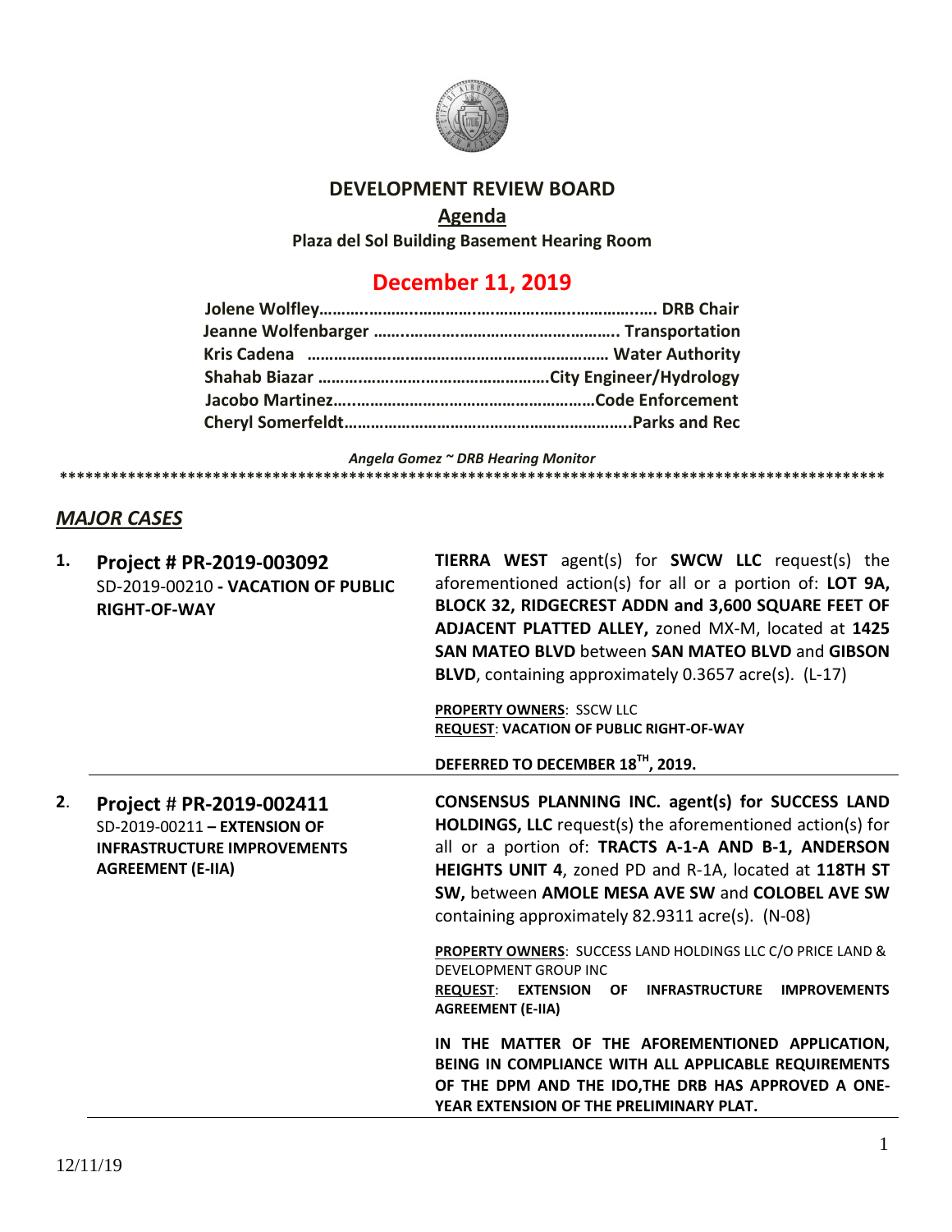# DEVELOPMENT REVIEW BOARD

## Agenda

**Plaza del Sol Building Basement Hearing Room**

## December 11, 2019

**Jolene Wolfley……………………………………………………………… DRB Chair**
**Jeanne Wolfenbarger ……………………………………………. Transportation**
**Kris Cadena ………………………………………………………… Water Authority**
**Shahab Biazar ……………………………………………City Engineer/Hydrology**
**Jacobo Martinez………………………………………………Code Enforcement**
**Cheryl Somerfeldt……………………………………………………..Parks and Rec**

*Angela Gomez ~ DRB Hearing Monitor*

****************************************************************************************************

## *MAJOR CASES*

**1. Project # PR-2019-003092**
SD-2019-00210 **- VACATION OF PUBLIC RIGHT-OF-WAY**

**TIERRA WEST** agent(s) for **SWCW LLC** request(s) the aforementioned action(s) for all or a portion of: **LOT 9A, BLOCK 32, RIDGECREST ADDN and 3,600 SQUARE FEET OF ADJACENT PLATTED ALLEY,** zoned MX-M, located at **1425 SAN MATEO BLVD** between **SAN MATEO BLVD** and **GIBSON BLVD**, containing approximately 0.3657 acre(s). (L-17)

**PROPERTY OWNERS**: SSCW LLC
**REQUEST**: **VACATION OF PUBLIC RIGHT-OF-WAY**

**DEFERRED TO DECEMBER 18TH, 2019.**

---

**2. Project # PR-2019-002411**
SD-2019-00211 **– EXTENSION OF INFRASTRUCTURE IMPROVEMENTS AGREEMENT (E-IIA)**

**CONSENSUS PLANNING INC. agent(s) for SUCCESS LAND HOLDINGS, LLC** request(s) the aforementioned action(s) for all or a portion of: **TRACTS A-1-A AND B-1, ANDERSON HEIGHTS UNIT 4**, zoned PD and R-1A, located at **118TH ST SW,** between **AMOLE MESA AVE SW** and **COLOBEL AVE SW** containing approximately 82.9311 acre(s). (N-08)

**PROPERTY OWNERS**: SUCCESS LAND HOLDINGS LLC C/O PRICE LAND & DEVELOPMENT GROUP INC
**REQUEST**: **EXTENSION OF INFRASTRUCTURE IMPROVEMENTS AGREEMENT (E-IIA)**

**IN THE MATTER OF THE AFOREMENTIONED APPLICATION, BEING IN COMPLIANCE WITH ALL APPLICABLE REQUIREMENTS OF THE DPM AND THE IDO,THE DRB HAS APPROVED A ONE-YEAR EXTENSION OF THE PRELIMINARY PLAT.**

---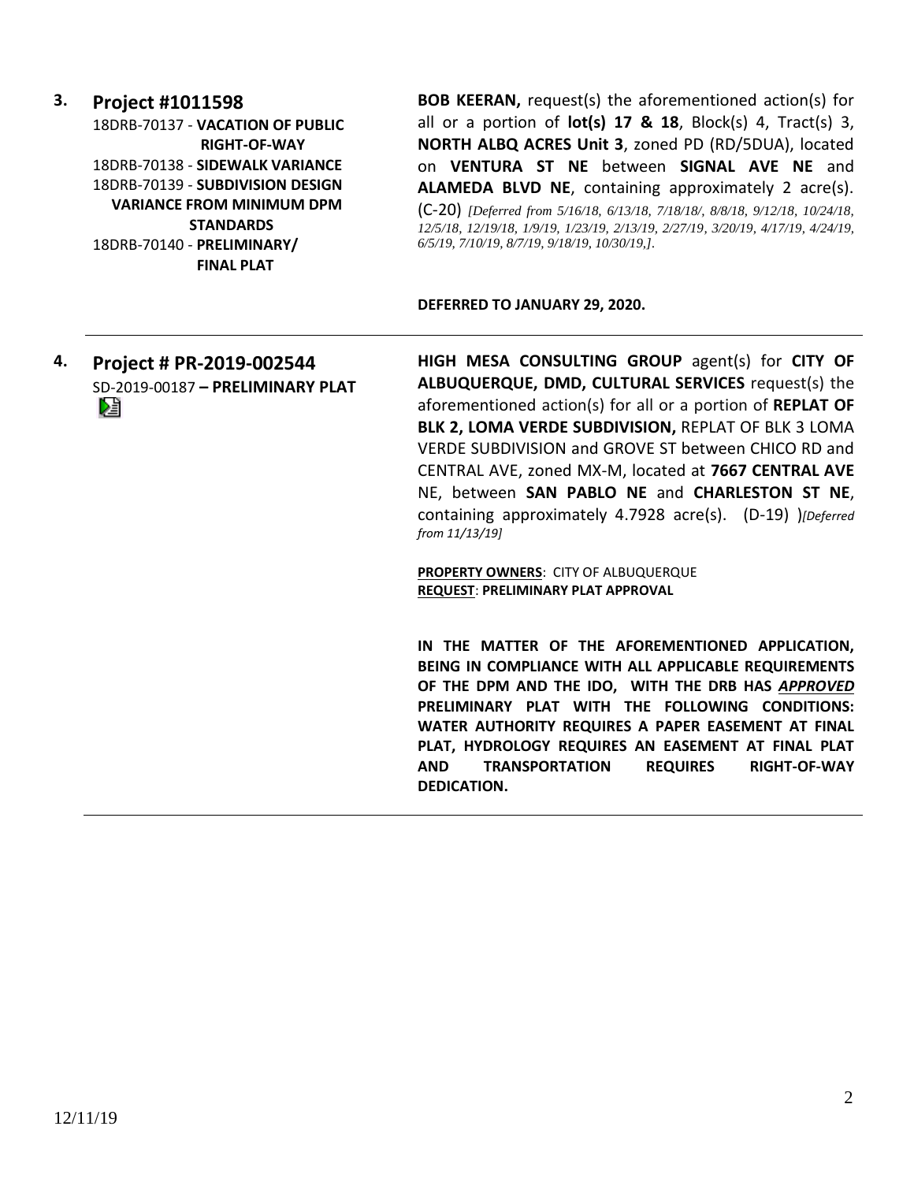**3. Project #1011598**

18DRB-70137 - **VACATION OF PUBLIC RIGHT-OF-WAY**
18DRB-70138 - **SIDEWALK VARIANCE**
18DRB-70139 - **SUBDIVISION DESIGN VARIANCE FROM MINIMUM DPM STANDARDS**
18DRB-70140 - **PRELIMINARY/ FINAL PLAT**

**BOB KEERAN,** request(s) the aforementioned action(s) for all or a portion of **lot(s) 17 & 18**, Block(s) 4, Tract(s) 3, **NORTH ALBQ ACRES Unit 3**, zoned PD (RD/5DUA), located on **VENTURA ST NE** between **SIGNAL AVE NE** and **ALAMEDA BLVD NE**, containing approximately 2 acre(s). (C-20) *[Deferred from 5/16/18, 6/13/18, 7/18/18/, 8/8/18, 9/12/18, 10/24/18, 12/5/18, 12/19/18, 1/9/19, 1/23/19, 2/13/19, 2/27/19, 3/20/19, 4/17/19, 4/24/19, 6/5/19, 7/10/19, 8/7/19, 9/18/19, 10/30/19,].*

**DEFERRED TO JANUARY 29, 2020.**

---

**4. Project # PR-2019-002544**

SD-2019-00187 **– PRELIMINARY PLAT**

**HIGH MESA CONSULTING GROUP** agent(s) for **CITY OF ALBUQUERQUE, DMD, CULTURAL SERVICES** request(s) the aforementioned action(s) for all or a portion of **REPLAT OF BLK 2, LOMA VERDE SUBDIVISION,** REPLAT OF BLK 3 LOMA VERDE SUBDIVISION and GROVE ST between CHICO RD and CENTRAL AVE, zoned MX-M, located at **7667 CENTRAL AVE** NE, between **SAN PABLO NE** and **CHARLESTON ST NE**, containing approximately 4.7928 acre(s). (D-19) )*[Deferred from 11/13/19]*

**PROPERTY OWNERS**: CITY OF ALBUQUERQUE
**REQUEST**: **PRELIMINARY PLAT APPROVAL**

**IN THE MATTER OF THE AFOREMENTIONED APPLICATION, BEING IN COMPLIANCE WITH ALL APPLICABLE REQUIREMENTS OF THE DPM AND THE IDO, WITH THE DRB HAS *APPROVED* PRELIMINARY PLAT WITH THE FOLLOWING CONDITIONS: WATER AUTHORITY REQUIRES A PAPER EASEMENT AT FINAL PLAT, HYDROLOGY REQUIRES AN EASEMENT AT FINAL PLAT AND TRANSPORTATION REQUIRES RIGHT-OF-WAY DEDICATION.**

---

12/11/19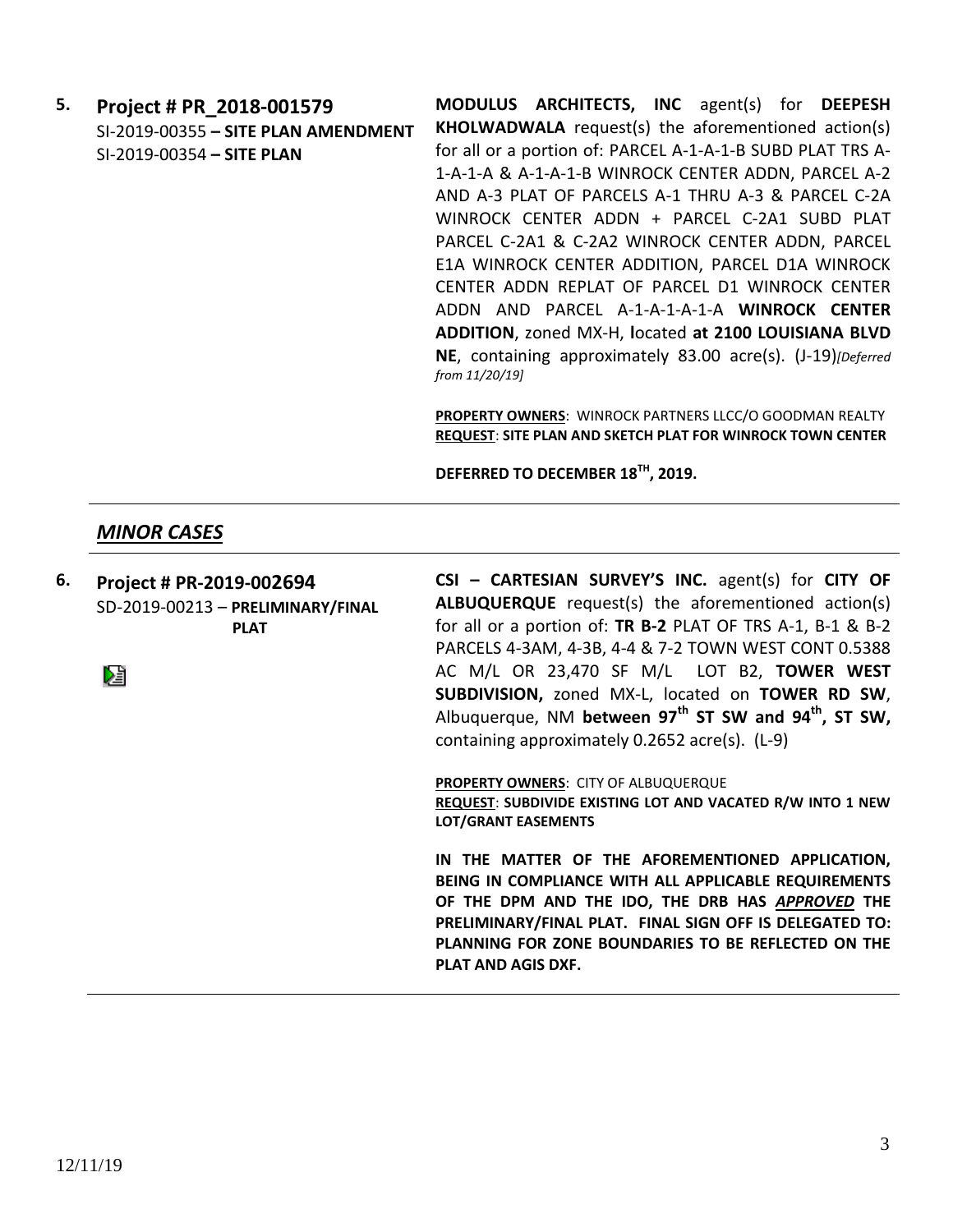**5. Project # PR_2018-001579**
SI-2019-00355 **– SITE PLAN AMENDMENT**
SI-2019-00354 **– SITE PLAN**

**MODULUS ARCHITECTS, INC** agent(s) for **DEEPESH KHOLWADWALA** request(s) the aforementioned action(s) for all or a portion of: PARCEL A-1-A-1-B SUBD PLAT TRS A-1-A-1-A & A-1-A-1-B WINROCK CENTER ADDN, PARCEL A-2 AND A-3 PLAT OF PARCELS A-1 THRU A-3 & PARCEL C-2A WINROCK CENTER ADDN + PARCEL C-2A1 SUBD PLAT PARCEL C-2A1 & C-2A2 WINROCK CENTER ADDN, PARCEL E1A WINROCK CENTER ADDITION, PARCEL D1A WINROCK CENTER ADDN REPLAT OF PARCEL D1 WINROCK CENTER ADDN AND PARCEL A-1-A-1-A-1-A **WINROCK CENTER ADDITION**, zoned MX-H, **l**ocated **at 2100 LOUISIANA BLVD NE**, containing approximately 83.00 acre(s). (J-19)*[Deferred from 11/20/19]*

**PROPERTY OWNERS**: WINROCK PARTNERS LLCC/O GOODMAN REALTY
**REQUEST**: **SITE PLAN AND SKETCH PLAT FOR WINROCK TOWN CENTER**

**DEFERRED TO DECEMBER 18TH, 2019.**

---

## *MINOR CASES*

---

**6. Project # PR-2019-002694**
SD-2019-00213 – **PRELIMINARY/FINAL PLAT**

**CSI – CARTESIAN SURVEY'S INC.** agent(s) for **CITY OF ALBUQUERQUE** request(s) the aforementioned action(s) for all or a portion of: **TR B-2** PLAT OF TRS A-1, B-1 & B-2 PARCELS 4-3AM, 4-3B, 4-4 & 7-2 TOWN WEST CONT 0.5388 AC M/L OR 23,470 SF M/L LOT B2, **TOWER WEST SUBDIVISION,** zoned MX-L, located on **TOWER RD SW**, Albuquerque, NM **between 97th ST SW and 94th, ST SW,** containing approximately 0.2652 acre(s). (L-9)

**PROPERTY OWNERS**: CITY OF ALBUQUERQUE
**REQUEST**: **SUBDIVIDE EXISTING LOT AND VACATED R/W INTO 1 NEW LOT/GRANT EASEMENTS**

**IN THE MATTER OF THE AFOREMENTIONED APPLICATION, BEING IN COMPLIANCE WITH ALL APPLICABLE REQUIREMENTS OF THE DPM AND THE IDO, THE DRB HAS *APPROVED* THE PRELIMINARY/FINAL PLAT. FINAL SIGN OFF IS DELEGATED TO: PLANNING FOR ZONE BOUNDARIES TO BE REFLECTED ON THE PLAT AND AGIS DXF.**

---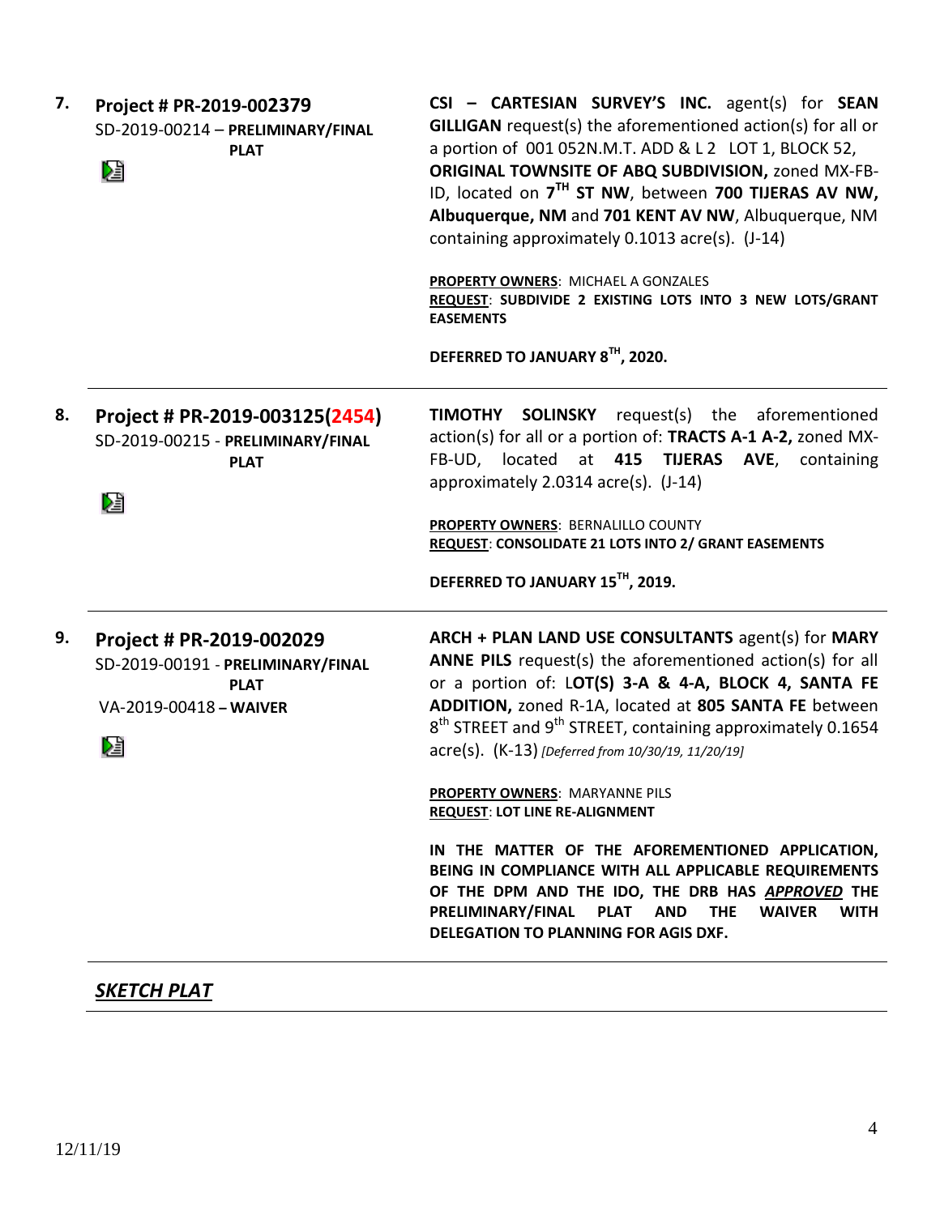| | | |
|---|---|---|
| **7.** | **Project # PR-2019-002379**<br>SD-2019-00214 – **PRELIMINARY/FINAL PLAT** | **CSI – CARTESIAN SURVEY'S INC.** agent(s) for **SEAN GILLIGAN** request(s) the aforementioned action(s) for all or a portion of 001 052N.M.T. ADD & L 2 LOT 1, BLOCK 52, **ORIGINAL TOWNSITE OF ABQ SUBDIVISION,** zoned MX-FB-ID, located on **7TH ST NW**, between **700 TIJERAS AV NW, Albuquerque, NM** and **701 KENT AV NW**, Albuquerque, NM containing approximately 0.1013 acre(s). (J-14)<br><br>**PROPERTY OWNERS**: MICHAEL A GONZALES<br>**REQUEST**: **SUBDIVIDE 2 EXISTING LOTS INTO 3 NEW LOTS/GRANT EASEMENTS**<br><br>**DEFERRED TO JANUARY 8TH, 2020.** |
| **8.** | **Project # PR-2019-003125(2454)**<br>SD-2019-00215 - **PRELIMINARY/FINAL PLAT** | **TIMOTHY SOLINSKY** request(s) the aforementioned action(s) for all or a portion of: **TRACTS A-1 A-2,** zoned MX-FB-UD, located at **415 TIJERAS AVE**, containing approximately 2.0314 acre(s). (J-14)<br><br>**PROPERTY OWNERS**: BERNALILLO COUNTY<br>**REQUEST**: **CONSOLIDATE 21 LOTS INTO 2/ GRANT EASEMENTS**<br><br>**DEFERRED TO JANUARY 15TH, 2019.** |
| **9.** | **Project # PR-2019-002029**<br>SD-2019-00191 - **PRELIMINARY/FINAL PLAT**<br>VA-2019-00418 – **WAIVER** | **ARCH + PLAN LAND USE CONSULTANTS** agent(s) for **MARY ANNE PILS** request(s) the aforementioned action(s) for all or a portion of: **LOT(S) 3-A & 4-A, BLOCK 4, SANTA FE ADDITION,** zoned R-1A, located at **805 SANTA FE** between 8th STREET and 9th STREET, containing approximately 0.1654 acre(s). (K-13) *[Deferred from 10/30/19, 11/20/19]*<br><br>**PROPERTY OWNERS**: MARYANNE PILS<br>**REQUEST**: **LOT LINE RE-ALIGNMENT**<br><br>**IN THE MATTER OF THE AFOREMENTIONED APPLICATION, BEING IN COMPLIANCE WITH ALL APPLICABLE REQUIREMENTS OF THE DPM AND THE IDO, THE DRB HAS *APPROVED* THE PRELIMINARY/FINAL PLAT AND THE WAIVER WITH DELEGATION TO PLANNING FOR AGIS DXF.** |

## ***SKETCH PLAT***

12/11/19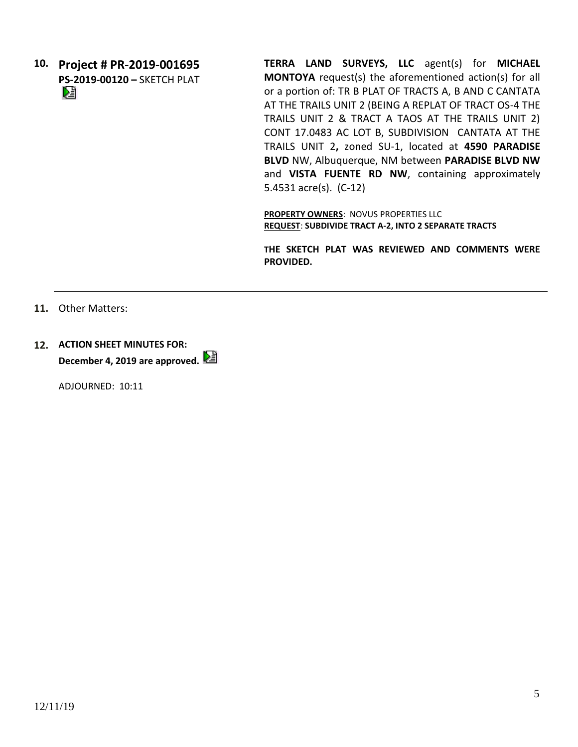**10. Project # PR-2019-001695**
**PS-2019-00120 –** SKETCH PLAT

**TERRA LAND SURVEYS, LLC** agent(s) for **MICHAEL MONTOYA** request(s) the aforementioned action(s) for all or a portion of: TR B PLAT OF TRACTS A, B AND C CANTATA AT THE TRAILS UNIT 2 (BEING A REPLAT OF TRACT OS-4 THE TRAILS UNIT 2 & TRACT A TAOS AT THE TRAILS UNIT 2) CONT 17.0483 AC LOT B, SUBDIVISION CANTATA AT THE TRAILS UNIT 2**,** zoned SU-1, located at **4590 PARADISE BLVD** NW, Albuquerque, NM between **PARADISE BLVD NW** and **VISTA FUENTE RD NW**, containing approximately 5.4531 acre(s). (C-12)

**PROPERTY OWNERS**: NOVUS PROPERTIES LLC
**REQUEST**: **SUBDIVIDE TRACT A-2, INTO 2 SEPARATE TRACTS**

**THE SKETCH PLAT WAS REVIEWED AND COMMENTS WERE PROVIDED.**

---

**11.** Other Matters:

**12. ACTION SHEET MINUTES FOR:**
**December 4, 2019 are approved.**

ADJOURNED: 10:11

12/11/19